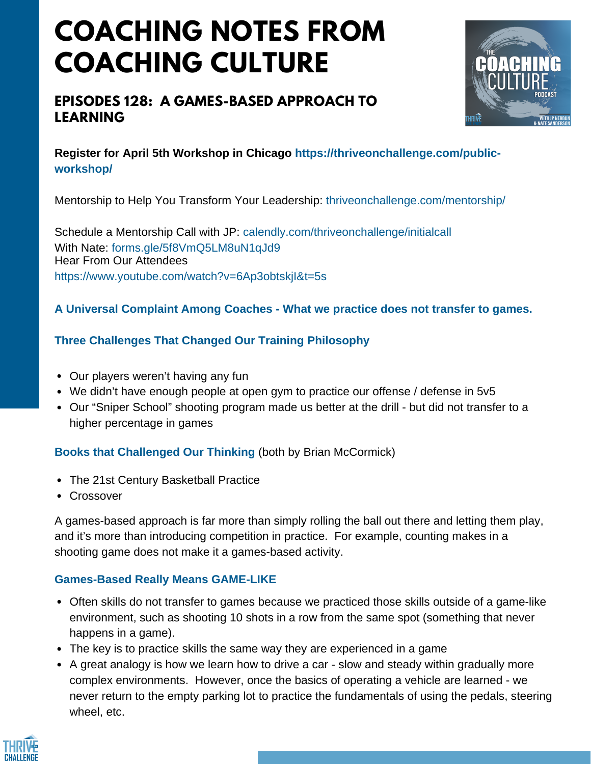# COACHING NOTES FROM COACHING CULTURE

## EPISODES 128: A GAMES-BASED APPROACH TO LEARNING

**Register for April 5th Workshop in Chicago https://thriveonchallenge.com/public-workshop/**

Mentorship to Help You Transform Your Leadership: thriveonchallenge.com/mentorship/

Schedule a Mentorship Call with JP: calendly.com/thriveonchallenge/initialcall
With Nate: forms.gle/5f8VmQ5LM8uN1qJd9
Hear From Our Attendees
https://www.youtube.com/watch?v=6Ap3obtskjI&t=5s

### A Universal Complaint Among Coaches - What we practice does not transfer to games.

### Three Challenges That Changed Our Training Philosophy

- Our players weren't having any fun
- We didn't have enough people at open gym to practice our offense / defense in 5v5
- Our "Sniper School" shooting program made us better at the drill - but did not transfer to a higher percentage in games

**Books that Challenged Our Thinking** (both by Brian McCormick)

- The 21st Century Basketball Practice
- Crossover

A games-based approach is far more than simply rolling the ball out there and letting them play, and it's more than introducing competition in practice. For example, counting makes in a shooting game does not make it a games-based activity.

### Games-Based Really Means GAME-LIKE

- Often skills do not transfer to games because we practiced those skills outside of a game-like environment, such as shooting 10 shots in a row from the same spot (something that never happens in a game).
- The key is to practice skills the same way they are experienced in a game
- A great analogy is how we learn how to drive a car - slow and steady within gradually more complex environments. However, once the basics of operating a vehicle are learned - we never return to the empty parking lot to practice the fundamentals of using the pedals, steering wheel, etc.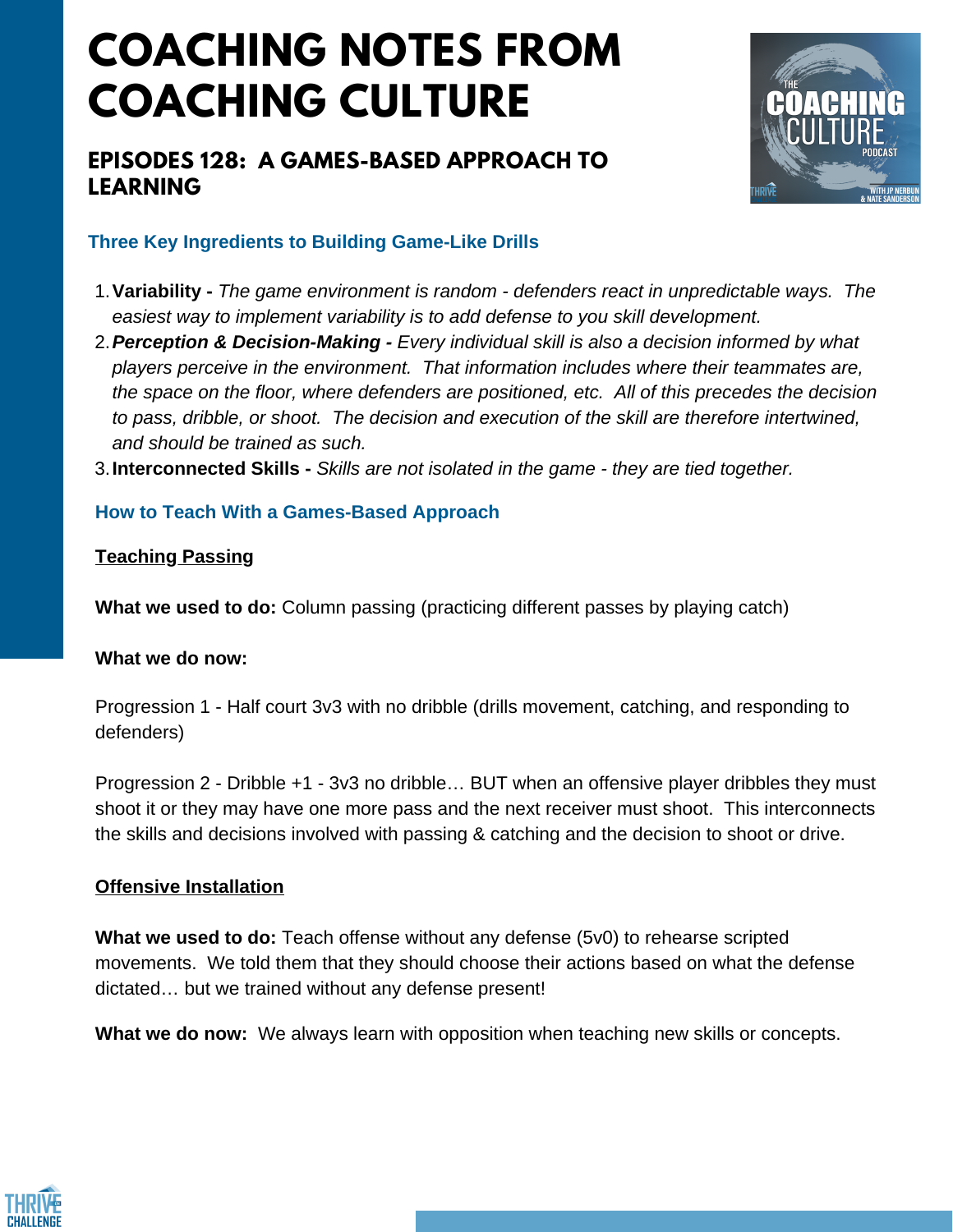# COACHING NOTES FROM COACHING CULTURE

## EPISODES 128: A GAMES-BASED APPROACH TO LEARNING

### Three Key Ingredients to Building Game-Like Drills

1. **Variability -** *The game environment is random - defenders react in unpredictable ways. The easiest way to implement variability is to add defense to you skill development.*
2. ***Perception & Decision-Making -*** *Every individual skill is also a decision informed by what players perceive in the environment. That information includes where their teammates are, the space on the floor, where defenders are positioned, etc. All of this precedes the decision to pass, dribble, or shoot. The decision and execution of the skill are therefore intertwined, and should be trained as such.*
3. **Interconnected Skills -** *Skills are not isolated in the game - they are tied together.*

### How to Teach With a Games-Based Approach

**Teaching Passing**

**What we used to do:** Column passing (practicing different passes by playing catch)

**What we do now:**

Progression 1 - Half court 3v3 with no dribble (drills movement, catching, and responding to defenders)

Progression 2 - Dribble +1 - 3v3 no dribble… BUT when an offensive player dribbles they must shoot it or they may have one more pass and the next receiver must shoot. This interconnects the skills and decisions involved with passing & catching and the decision to shoot or drive.

**Offensive Installation**

**What we used to do:** Teach offense without any defense (5v0) to rehearse scripted movements. We told them that they should choose their actions based on what the defense dictated… but we trained without any defense present!

**What we do now:** We always learn with opposition when teaching new skills or concepts.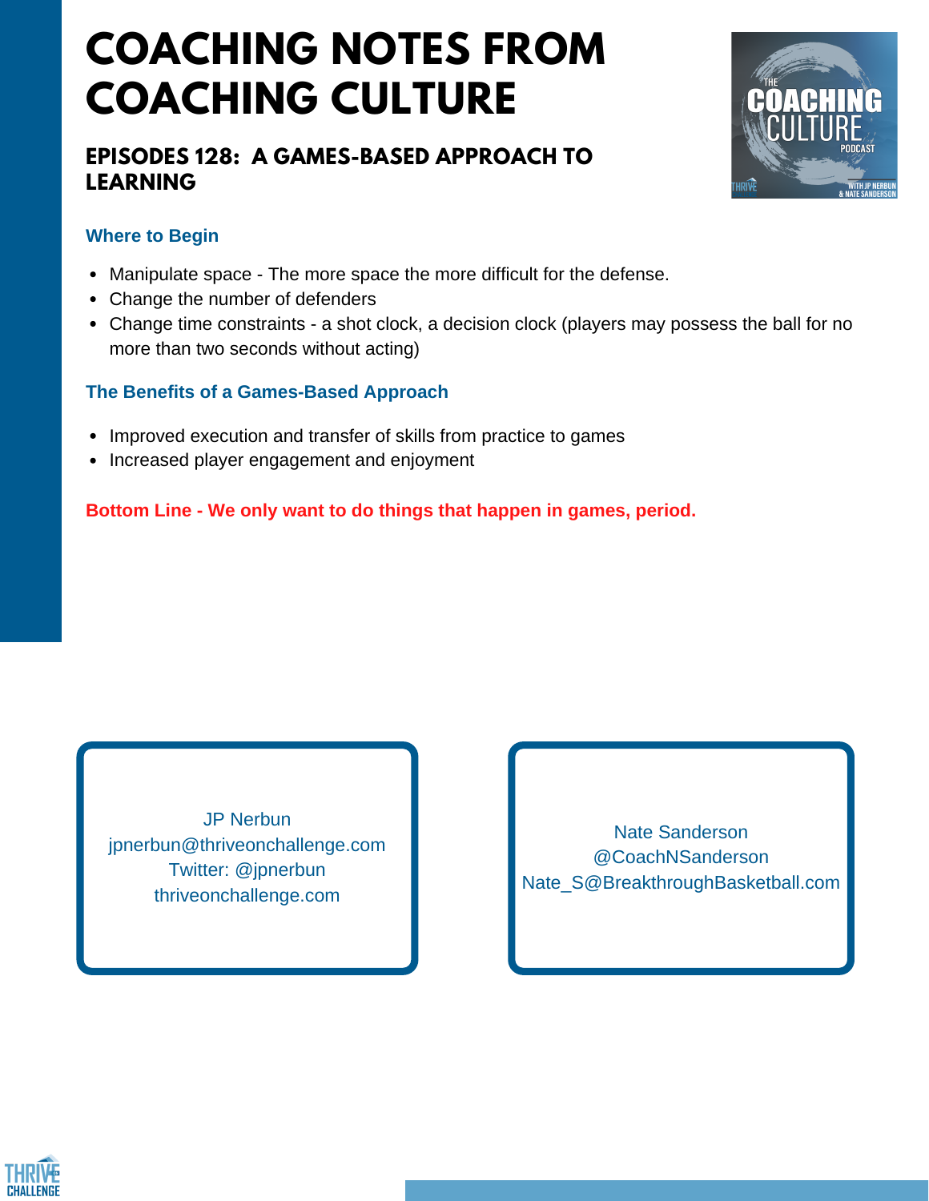# COACHING NOTES FROM COACHING CULTURE

## EPISODES 128: A GAMES-BASED APPROACH TO LEARNING

### Where to Begin

- Manipulate space - The more space the more difficult for the defense.
- Change the number of defenders
- Change time constraints - a shot clock, a decision clock (players may possess the ball for no more than two seconds without acting)

### The Benefits of a Games-Based Approach

- Improved execution and transfer of skills from practice to games
- Increased player engagement and enjoyment

**Bottom Line - We only want to do things that happen in games, period.**

JP Nerbun
jpnerbun@thriveonchallenge.com
Twitter: @jpnerbun
thriveonchallenge.com

Nate Sanderson
@CoachNSanderson
Nate_S@BreakthroughBasketball.com